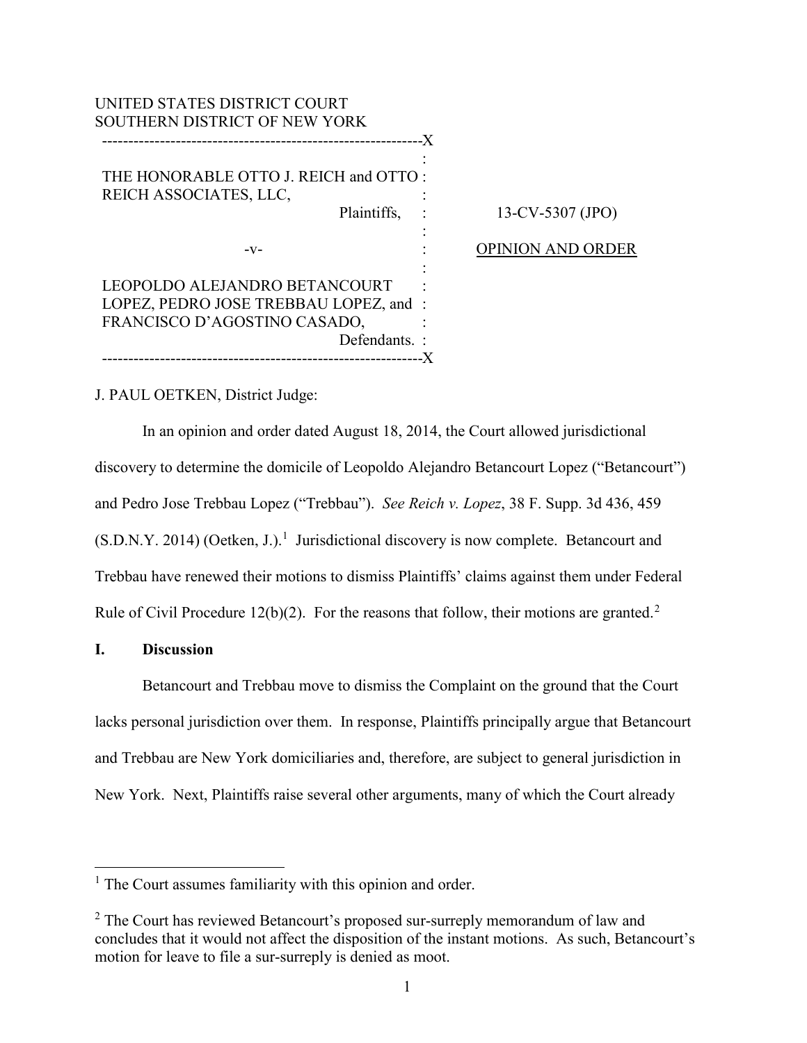UNITED STATES DISTRICT COURT
SOUTHERN DISTRICT OF NEW YORK

| | | |
|---|---|---|
| THE HONORABLE OTTO J. REICH and OTTO REICH ASSOCIATES, LLC, Plaintiffs, | | 13-CV-5307 (JPO) |
| -v- | | OPINION AND ORDER |
| LEOPOLDO ALEJANDRO BETANCOURT LOPEZ, PEDRO JOSE TREBBAU LOPEZ, and FRANCISCO D'AGOSTINO CASADO, Defendants. | | |

J. PAUL OETKEN, District Judge:

In an opinion and order dated August 18, 2014, the Court allowed jurisdictional discovery to determine the domicile of Leopoldo Alejandro Betancourt Lopez ("Betancourt") and Pedro Jose Trebbau Lopez ("Trebbau"). *See Reich v. Lopez*, 38 F. Supp. 3d 436, 459 (S.D.N.Y. 2014) (Oetken, J.).[1] Jurisdictional discovery is now complete. Betancourt and Trebbau have renewed their motions to dismiss Plaintiffs' claims against them under Federal Rule of Civil Procedure 12(b)(2). For the reasons that follow, their motions are granted.[2]

## I. Discussion

Betancourt and Trebbau move to dismiss the Complaint on the ground that the Court lacks personal jurisdiction over them. In response, Plaintiffs principally argue that Betancourt and Trebbau are New York domiciliaries and, therefore, are subject to general jurisdiction in New York. Next, Plaintiffs raise several other arguments, many of which the Court already

---

[1] The Court assumes familiarity with this opinion and order.

[2] The Court has reviewed Betancourt's proposed sur-surreply memorandum of law and concludes that it would not affect the disposition of the instant motions. As such, Betancourt's motion for leave to file a sur-surreply is denied as moot.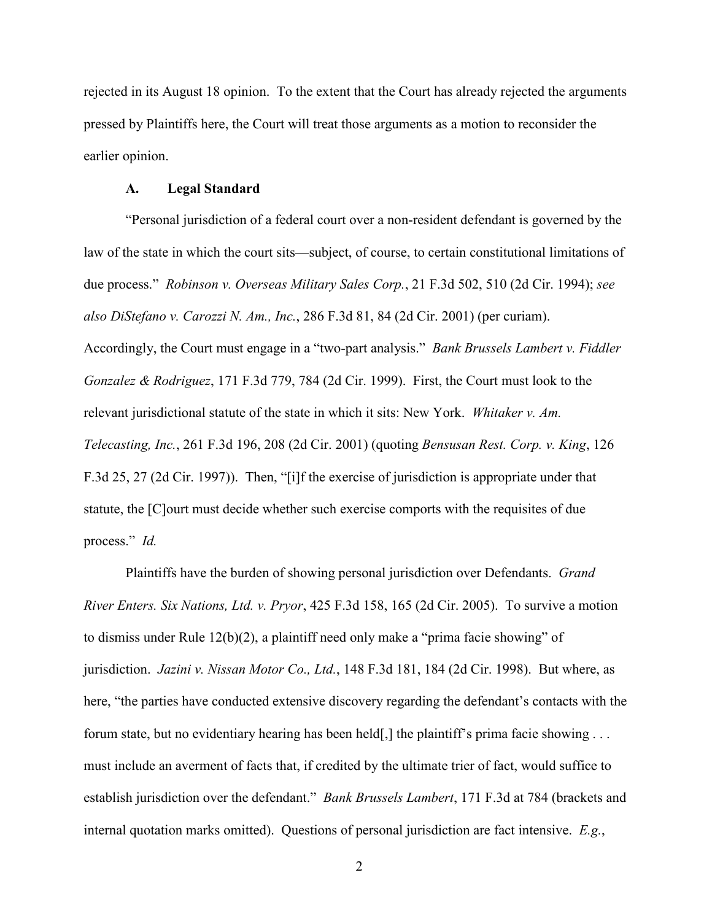rejected in its August 18 opinion. To the extent that the Court has already rejected the arguments pressed by Plaintiffs here, the Court will treat those arguments as a motion to reconsider the earlier opinion.

### A. Legal Standard

"Personal jurisdiction of a federal court over a non-resident defendant is governed by the law of the state in which the court sits—subject, of course, to certain constitutional limitations of due process." *Robinson v. Overseas Military Sales Corp.*, 21 F.3d 502, 510 (2d Cir. 1994); *see also DiStefano v. Carozzi N. Am., Inc.*, 286 F.3d 81, 84 (2d Cir. 2001) (per curiam). Accordingly, the Court must engage in a "two-part analysis." *Bank Brussels Lambert v. Fiddler Gonzalez & Rodriguez*, 171 F.3d 779, 784 (2d Cir. 1999). First, the Court must look to the relevant jurisdictional statute of the state in which it sits: New York. *Whitaker v. Am. Telecasting, Inc.*, 261 F.3d 196, 208 (2d Cir. 2001) (quoting *Bensusan Rest. Corp. v. King*, 126 F.3d 25, 27 (2d Cir. 1997)). Then, "[i]f the exercise of jurisdiction is appropriate under that statute, the [C]ourt must decide whether such exercise comports with the requisites of due process." *Id.*

Plaintiffs have the burden of showing personal jurisdiction over Defendants. *Grand River Enters. Six Nations, Ltd. v. Pryor*, 425 F.3d 158, 165 (2d Cir. 2005). To survive a motion to dismiss under Rule 12(b)(2), a plaintiff need only make a "prima facie showing" of jurisdiction. *Jazini v. Nissan Motor Co., Ltd.*, 148 F.3d 181, 184 (2d Cir. 1998). But where, as here, "the parties have conducted extensive discovery regarding the defendant's contacts with the forum state, but no evidentiary hearing has been held[,] the plaintiff's prima facie showing . . . must include an averment of facts that, if credited by the ultimate trier of fact, would suffice to establish jurisdiction over the defendant." *Bank Brussels Lambert*, 171 F.3d at 784 (brackets and internal quotation marks omitted). Questions of personal jurisdiction are fact intensive. *E.g.*,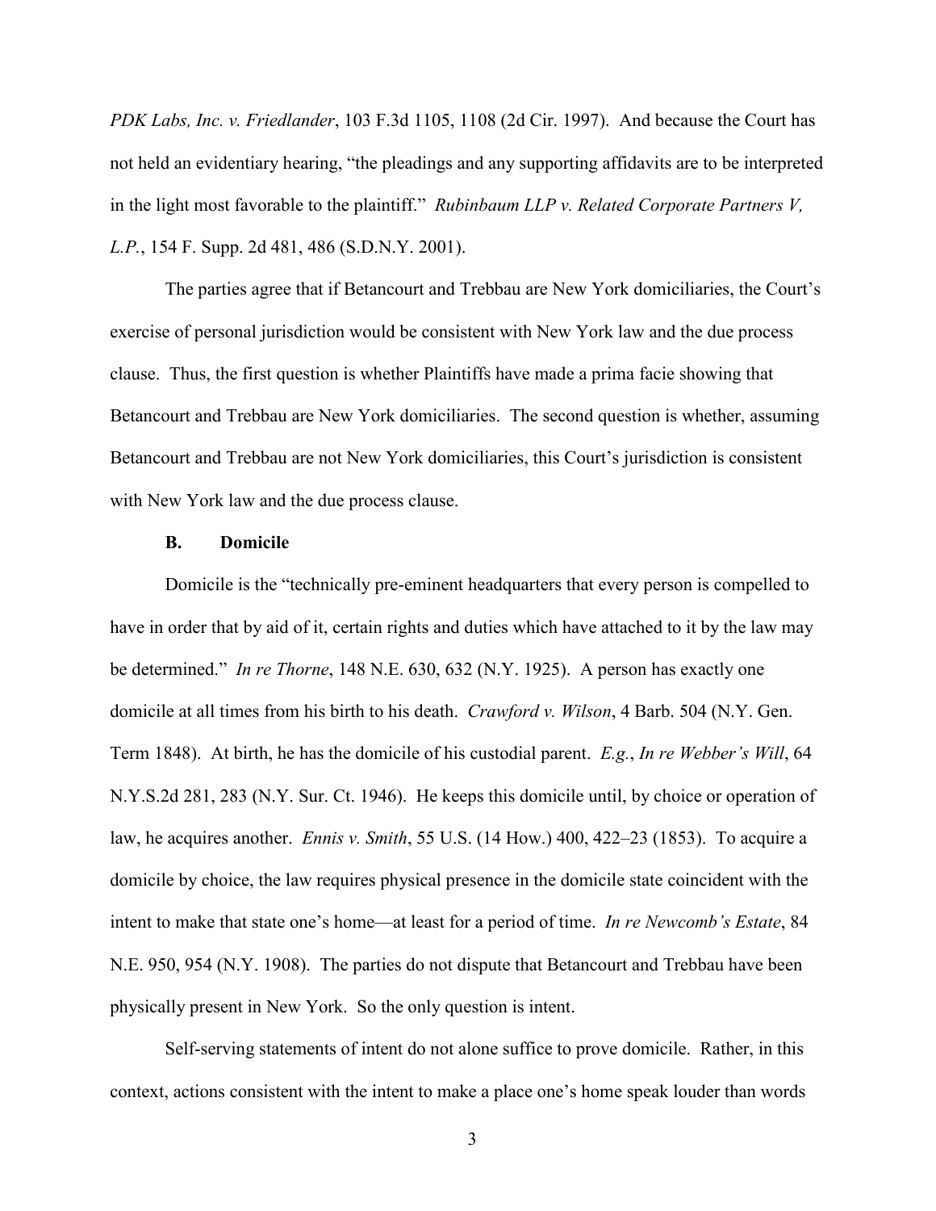*PDK Labs, Inc. v. Friedlander*, 103 F.3d 1105, 1108 (2d Cir. 1997). And because the Court has not held an evidentiary hearing, "the pleadings and any supporting affidavits are to be interpreted in the light most favorable to the plaintiff." *Rubinbaum LLP v. Related Corporate Partners V, L.P.*, 154 F. Supp. 2d 481, 486 (S.D.N.Y. 2001).

The parties agree that if Betancourt and Trebbau are New York domiciliaries, the Court's exercise of personal jurisdiction would be consistent with New York law and the due process clause. Thus, the first question is whether Plaintiffs have made a prima facie showing that Betancourt and Trebbau are New York domiciliaries. The second question is whether, assuming Betancourt and Trebbau are not New York domiciliaries, this Court's jurisdiction is consistent with New York law and the due process clause.

### B. Domicile

Domicile is the "technically pre-eminent headquarters that every person is compelled to have in order that by aid of it, certain rights and duties which have attached to it by the law may be determined." *In re Thorne*, 148 N.E. 630, 632 (N.Y. 1925). A person has exactly one domicile at all times from his birth to his death. *Crawford v. Wilson*, 4 Barb. 504 (N.Y. Gen. Term 1848). At birth, he has the domicile of his custodial parent. *E.g.*, *In re Webber's Will*, 64 N.Y.S.2d 281, 283 (N.Y. Sur. Ct. 1946). He keeps this domicile until, by choice or operation of law, he acquires another. *Ennis v. Smith*, 55 U.S. (14 How.) 400, 422–23 (1853). To acquire a domicile by choice, the law requires physical presence in the domicile state coincident with the intent to make that state one's home—at least for a period of time. *In re Newcomb's Estate*, 84 N.E. 950, 954 (N.Y. 1908). The parties do not dispute that Betancourt and Trebbau have been physically present in New York. So the only question is intent.

Self-serving statements of intent do not alone suffice to prove domicile. Rather, in this context, actions consistent with the intent to make a place one's home speak louder than words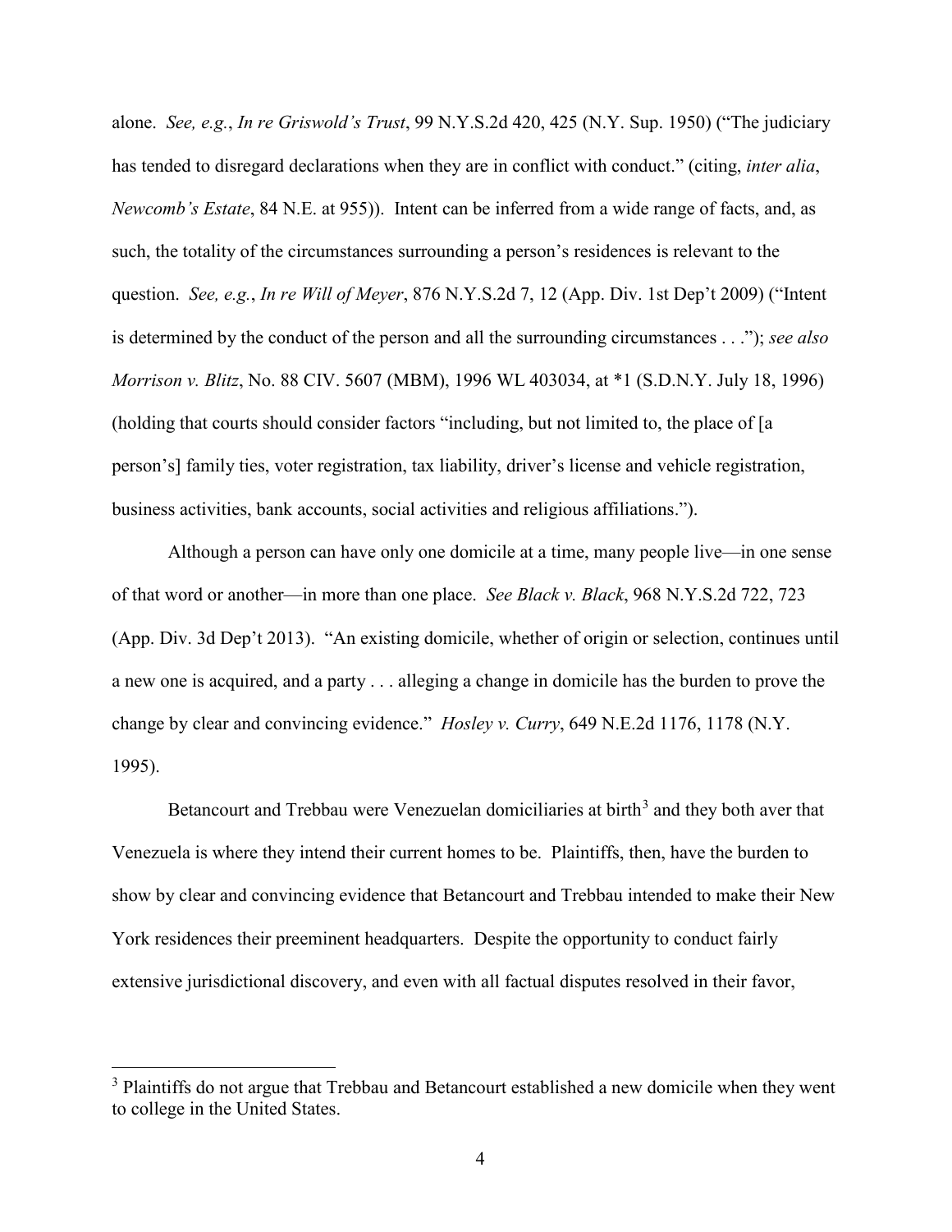alone. *See, e.g.*, *In re Griswold's Trust*, 99 N.Y.S.2d 420, 425 (N.Y. Sup. 1950) ("The judiciary has tended to disregard declarations when they are in conflict with conduct." (citing, *inter alia*, *Newcomb's Estate*, 84 N.E. at 955)). Intent can be inferred from a wide range of facts, and, as such, the totality of the circumstances surrounding a person's residences is relevant to the question. *See, e.g.*, *In re Will of Meyer*, 876 N.Y.S.2d 7, 12 (App. Div. 1st Dep't 2009) ("Intent is determined by the conduct of the person and all the surrounding circumstances . . ."); *see also Morrison v. Blitz*, No. 88 CIV. 5607 (MBM), 1996 WL 403034, at *1 (S.D.N.Y. July 18, 1996) (holding that courts should consider factors "including, but not limited to, the place of [a person's] family ties, voter registration, tax liability, driver's license and vehicle registration, business activities, bank accounts, social activities and religious affiliations.").

Although a person can have only one domicile at a time, many people live—in one sense of that word or another—in more than one place. *See Black v. Black*, 968 N.Y.S.2d 722, 723 (App. Div. 3d Dep't 2013). "An existing domicile, whether of origin or selection, continues until a new one is acquired, and a party . . . alleging a change in domicile has the burden to prove the change by clear and convincing evidence." *Hosley v. Curry*, 649 N.E.2d 1176, 1178 (N.Y. 1995).

Betancourt and Trebbau were Venezuelan domiciliaries at birth[3] and they both aver that Venezuela is where they intend their current homes to be. Plaintiffs, then, have the burden to show by clear and convincing evidence that Betancourt and Trebbau intended to make their New York residences their preeminent headquarters. Despite the opportunity to conduct fairly extensive jurisdictional discovery, and even with all factual disputes resolved in their favor,

[3] Plaintiffs do not argue that Trebbau and Betancourt established a new domicile when they went to college in the United States.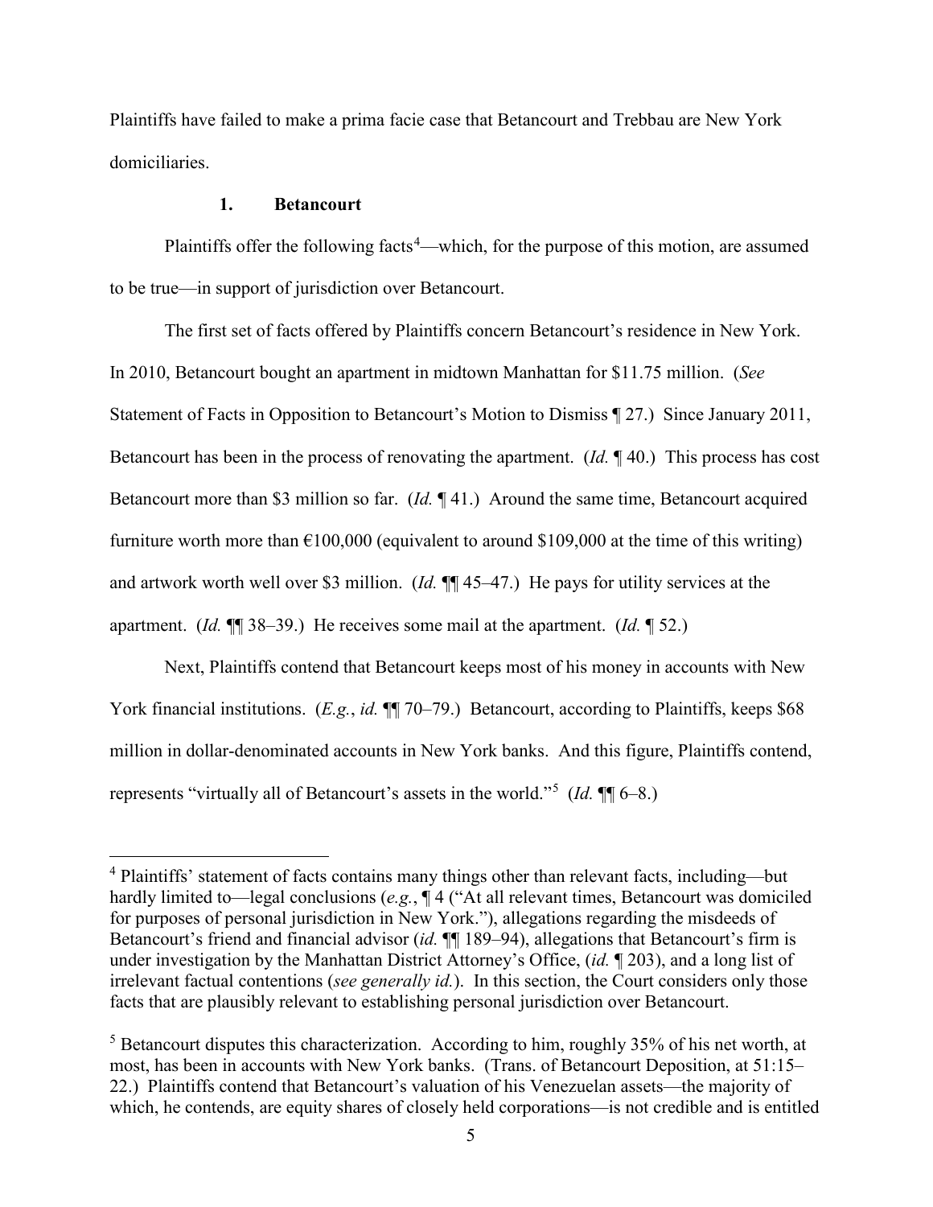Plaintiffs have failed to make a prima facie case that Betancourt and Trebbau are New York domiciliaries.

### 1. Betancourt

Plaintiffs offer the following facts[4]—which, for the purpose of this motion, are assumed to be true—in support of jurisdiction over Betancourt.

The first set of facts offered by Plaintiffs concern Betancourt's residence in New York. In 2010, Betancourt bought an apartment in midtown Manhattan for $11.75 million. (*See* Statement of Facts in Opposition to Betancourt's Motion to Dismiss ¶ 27.) Since January 2011, Betancourt has been in the process of renovating the apartment. (*Id.* ¶ 40.) This process has cost Betancourt more than $3 million so far. (*Id.* ¶ 41.) Around the same time, Betancourt acquired furniture worth more than €100,000 (equivalent to around $109,000 at the time of this writing) and artwork worth well over $3 million. (*Id.* ¶¶ 45–47.) He pays for utility services at the apartment. (*Id.* ¶¶ 38–39.) He receives some mail at the apartment. (*Id.* ¶ 52.)

Next, Plaintiffs contend that Betancourt keeps most of his money in accounts with New York financial institutions. (*E.g.*, *id.* ¶¶ 70–79.) Betancourt, according to Plaintiffs, keeps $68 million in dollar-denominated accounts in New York banks. And this figure, Plaintiffs contend, represents "virtually all of Betancourt's assets in the world."[5] (*Id.* ¶¶ 6–8.)

---

[4] Plaintiffs' statement of facts contains many things other than relevant facts, including—but hardly limited to—legal conclusions (*e.g.*, ¶ 4 ("At all relevant times, Betancourt was domiciled for purposes of personal jurisdiction in New York."), allegations regarding the misdeeds of Betancourt's friend and financial advisor (*id.* ¶¶ 189–94), allegations that Betancourt's firm is under investigation by the Manhattan District Attorney's Office, (*id.* ¶ 203), and a long list of irrelevant factual contentions (*see generally id.*). In this section, the Court considers only those facts that are plausibly relevant to establishing personal jurisdiction over Betancourt.

[5] Betancourt disputes this characterization. According to him, roughly 35% of his net worth, at most, has been in accounts with New York banks. (Trans. of Betancourt Deposition, at 51:15–22.) Plaintiffs contend that Betancourt's valuation of his Venezuelan assets—the majority of which, he contends, are equity shares of closely held corporations—is not credible and is entitled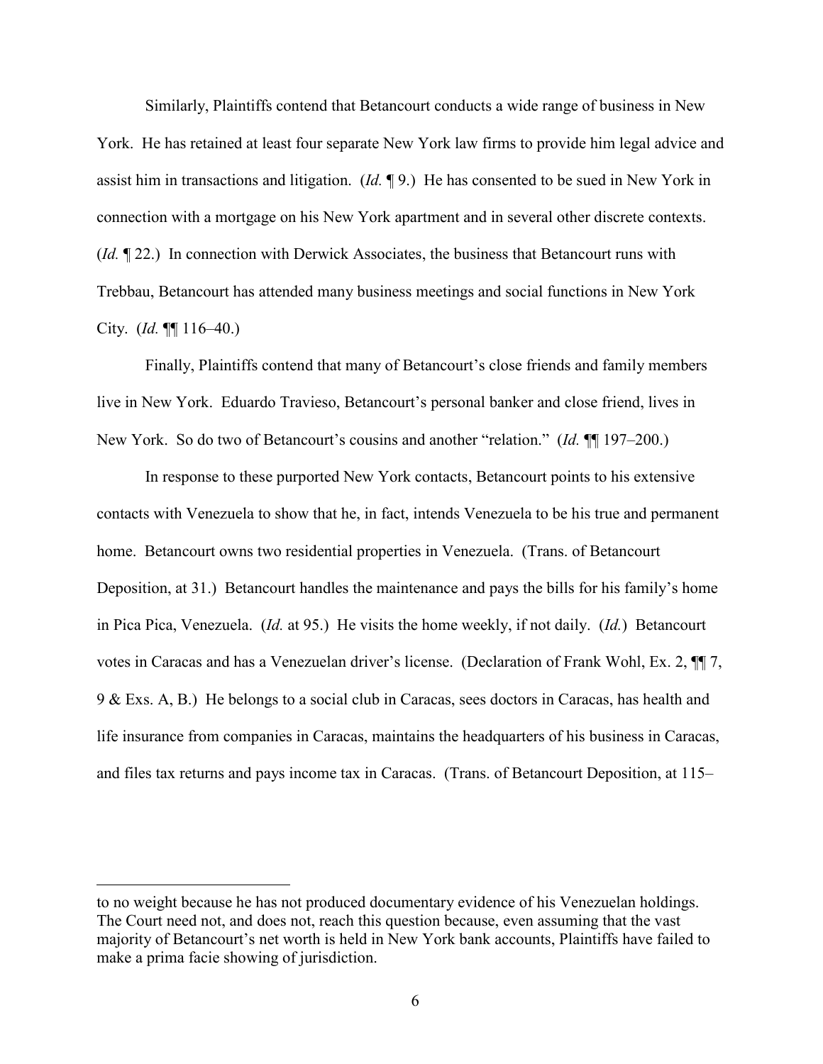Similarly, Plaintiffs contend that Betancourt conducts a wide range of business in New York. He has retained at least four separate New York law firms to provide him legal advice and assist him in transactions and litigation. (*Id.* ¶ 9.) He has consented to be sued in New York in connection with a mortgage on his New York apartment and in several other discrete contexts. (*Id.* ¶ 22.) In connection with Derwick Associates, the business that Betancourt runs with Trebbau, Betancourt has attended many business meetings and social functions in New York City. (*Id.* ¶¶ 116–40.)

Finally, Plaintiffs contend that many of Betancourt's close friends and family members live in New York. Eduardo Travieso, Betancourt's personal banker and close friend, lives in New York. So do two of Betancourt's cousins and another "relation." (*Id.* ¶¶ 197–200.)

In response to these purported New York contacts, Betancourt points to his extensive contacts with Venezuela to show that he, in fact, intends Venezuela to be his true and permanent home. Betancourt owns two residential properties in Venezuela. (Trans. of Betancourt Deposition, at 31.) Betancourt handles the maintenance and pays the bills for his family's home in Pica Pica, Venezuela. (*Id.* at 95.) He visits the home weekly, if not daily. (*Id.*) Betancourt votes in Caracas and has a Venezuelan driver's license. (Declaration of Frank Wohl, Ex. 2, ¶¶ 7, 9 & Exs. A, B.) He belongs to a social club in Caracas, sees doctors in Caracas, has health and life insurance from companies in Caracas, maintains the headquarters of his business in Caracas, and files tax returns and pays income tax in Caracas. (Trans. of Betancourt Deposition, at 115–

---

to no weight because he has not produced documentary evidence of his Venezuelan holdings. The Court need not, and does not, reach this question because, even assuming that the vast majority of Betancourt's net worth is held in New York bank accounts, Plaintiffs have failed to make a prima facie showing of jurisdiction.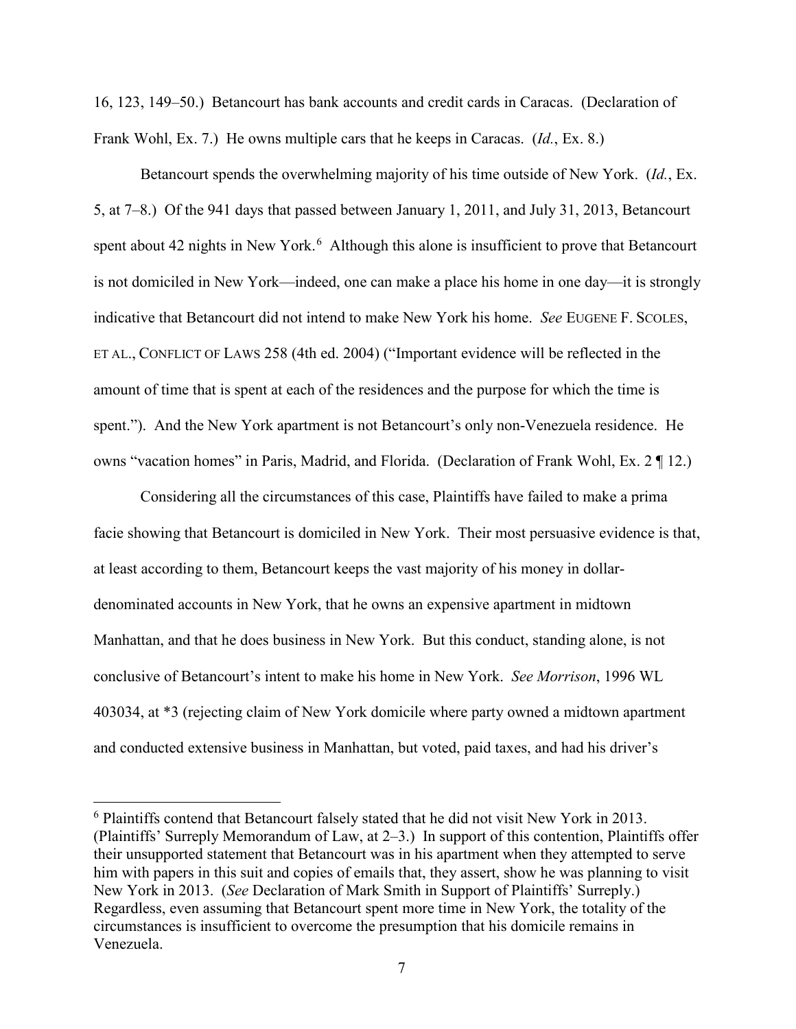16, 123, 149–50.) Betancourt has bank accounts and credit cards in Caracas. (Declaration of Frank Wohl, Ex. 7.) He owns multiple cars that he keeps in Caracas. (*Id.*, Ex. 8.)

Betancourt spends the overwhelming majority of his time outside of New York. (*Id.*, Ex. 5, at 7–8.) Of the 941 days that passed between January 1, 2011, and July 31, 2013, Betancourt spent about 42 nights in New York.[6] Although this alone is insufficient to prove that Betancourt is not domiciled in New York—indeed, one can make a place his home in one day—it is strongly indicative that Betancourt did not intend to make New York his home. *See* EUGENE F. SCOLES, ET AL., CONFLICT OF LAWS 258 (4th ed. 2004) ("Important evidence will be reflected in the amount of time that is spent at each of the residences and the purpose for which the time is spent."). And the New York apartment is not Betancourt's only non-Venezuela residence. He owns "vacation homes" in Paris, Madrid, and Florida. (Declaration of Frank Wohl, Ex. 2 ¶ 12.)

Considering all the circumstances of this case, Plaintiffs have failed to make a prima facie showing that Betancourt is domiciled in New York. Their most persuasive evidence is that, at least according to them, Betancourt keeps the vast majority of his money in dollar-denominated accounts in New York, that he owns an expensive apartment in midtown Manhattan, and that he does business in New York. But this conduct, standing alone, is not conclusive of Betancourt's intent to make his home in New York. *See Morrison*, 1996 WL 403034, at *3 (rejecting claim of New York domicile where party owned a midtown apartment and conducted extensive business in Manhattan, but voted, paid taxes, and had his driver's

[6] Plaintiffs contend that Betancourt falsely stated that he did not visit New York in 2013. (Plaintiffs' Surreply Memorandum of Law, at 2–3.) In support of this contention, Plaintiffs offer their unsupported statement that Betancourt was in his apartment when they attempted to serve him with papers in this suit and copies of emails that, they assert, show he was planning to visit New York in 2013. (*See* Declaration of Mark Smith in Support of Plaintiffs' Surreply.) Regardless, even assuming that Betancourt spent more time in New York, the totality of the circumstances is insufficient to overcome the presumption that his domicile remains in Venezuela.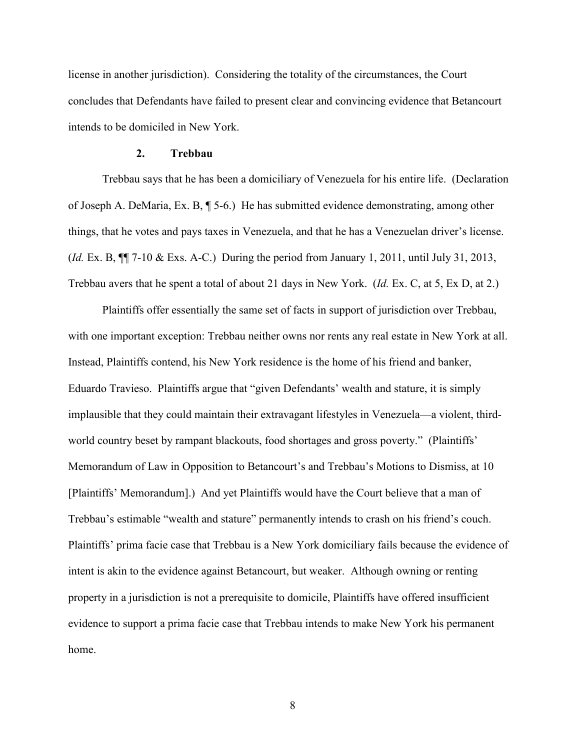license in another jurisdiction). Considering the totality of the circumstances, the Court concludes that Defendants have failed to present clear and convincing evidence that Betancourt intends to be domiciled in New York.

### 2. Trebbau

Trebbau says that he has been a domiciliary of Venezuela for his entire life. (Declaration of Joseph A. DeMaria, Ex. B, ¶ 5-6.) He has submitted evidence demonstrating, among other things, that he votes and pays taxes in Venezuela, and that he has a Venezuelan driver's license. (*Id.* Ex. B, ¶¶ 7-10 & Exs. A-C.) During the period from January 1, 2011, until July 31, 2013, Trebbau avers that he spent a total of about 21 days in New York. (*Id.* Ex. C, at 5, Ex D, at 2.)

Plaintiffs offer essentially the same set of facts in support of jurisdiction over Trebbau, with one important exception: Trebbau neither owns nor rents any real estate in New York at all. Instead, Plaintiffs contend, his New York residence is the home of his friend and banker, Eduardo Travieso. Plaintiffs argue that "given Defendants' wealth and stature, it is simply implausible that they could maintain their extravagant lifestyles in Venezuela—a violent, third-world country beset by rampant blackouts, food shortages and gross poverty." (Plaintiffs' Memorandum of Law in Opposition to Betancourt's and Trebbau's Motions to Dismiss, at 10 [Plaintiffs' Memorandum].) And yet Plaintiffs would have the Court believe that a man of Trebbau's estimable "wealth and stature" permanently intends to crash on his friend's couch. Plaintiffs' prima facie case that Trebbau is a New York domiciliary fails because the evidence of intent is akin to the evidence against Betancourt, but weaker. Although owning or renting property in a jurisdiction is not a prerequisite to domicile, Plaintiffs have offered insufficient evidence to support a prima facie case that Trebbau intends to make New York his permanent home.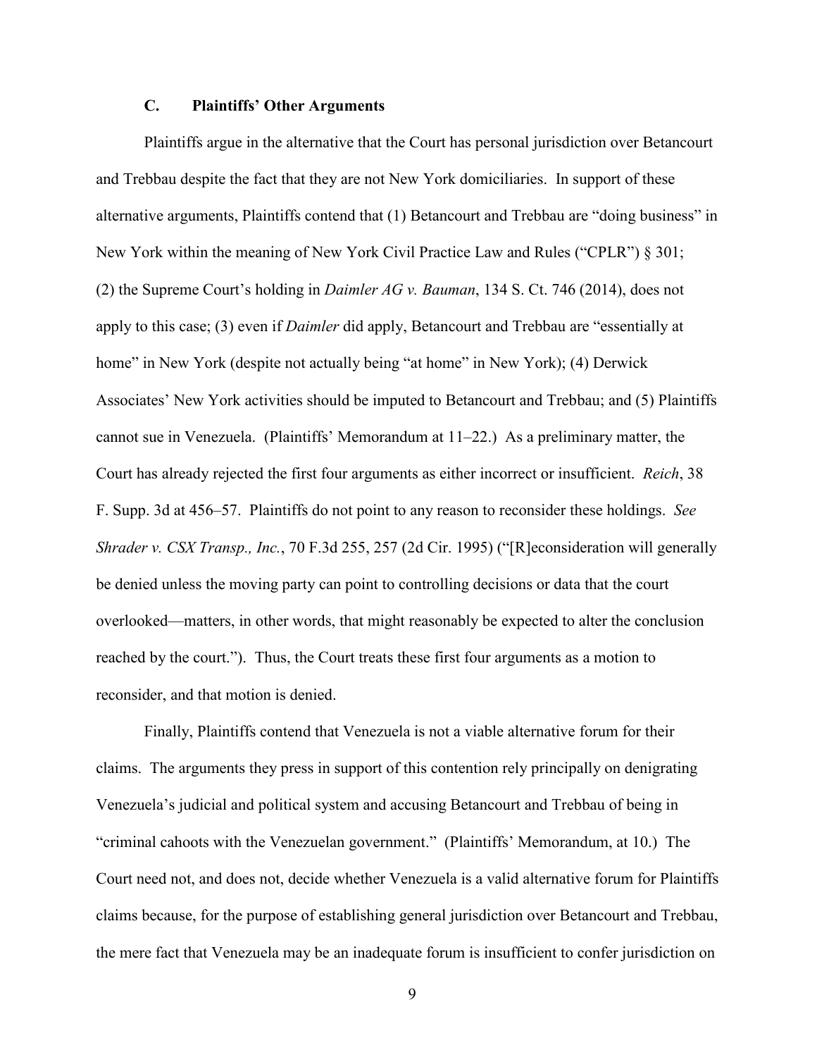### C. Plaintiffs' Other Arguments

Plaintiffs argue in the alternative that the Court has personal jurisdiction over Betancourt and Trebbau despite the fact that they are not New York domiciliaries. In support of these alternative arguments, Plaintiffs contend that (1) Betancourt and Trebbau are "doing business" in New York within the meaning of New York Civil Practice Law and Rules ("CPLR") § 301; (2) the Supreme Court's holding in *Daimler AG v. Bauman*, 134 S. Ct. 746 (2014), does not apply to this case; (3) even if *Daimler* did apply, Betancourt and Trebbau are "essentially at home" in New York (despite not actually being "at home" in New York); (4) Derwick Associates' New York activities should be imputed to Betancourt and Trebbau; and (5) Plaintiffs cannot sue in Venezuela. (Plaintiffs' Memorandum at 11–22.) As a preliminary matter, the Court has already rejected the first four arguments as either incorrect or insufficient. *Reich*, 38 F. Supp. 3d at 456–57. Plaintiffs do not point to any reason to reconsider these holdings. *See Shrader v. CSX Transp., Inc.*, 70 F.3d 255, 257 (2d Cir. 1995) ("[R]econsideration will generally be denied unless the moving party can point to controlling decisions or data that the court overlooked—matters, in other words, that might reasonably be expected to alter the conclusion reached by the court."). Thus, the Court treats these first four arguments as a motion to reconsider, and that motion is denied.

Finally, Plaintiffs contend that Venezuela is not a viable alternative forum for their claims. The arguments they press in support of this contention rely principally on denigrating Venezuela's judicial and political system and accusing Betancourt and Trebbau of being in "criminal cahoots with the Venezuelan government." (Plaintiffs' Memorandum, at 10.) The Court need not, and does not, decide whether Venezuela is a valid alternative forum for Plaintiffs claims because, for the purpose of establishing general jurisdiction over Betancourt and Trebbau, the mere fact that Venezuela may be an inadequate forum is insufficient to confer jurisdiction on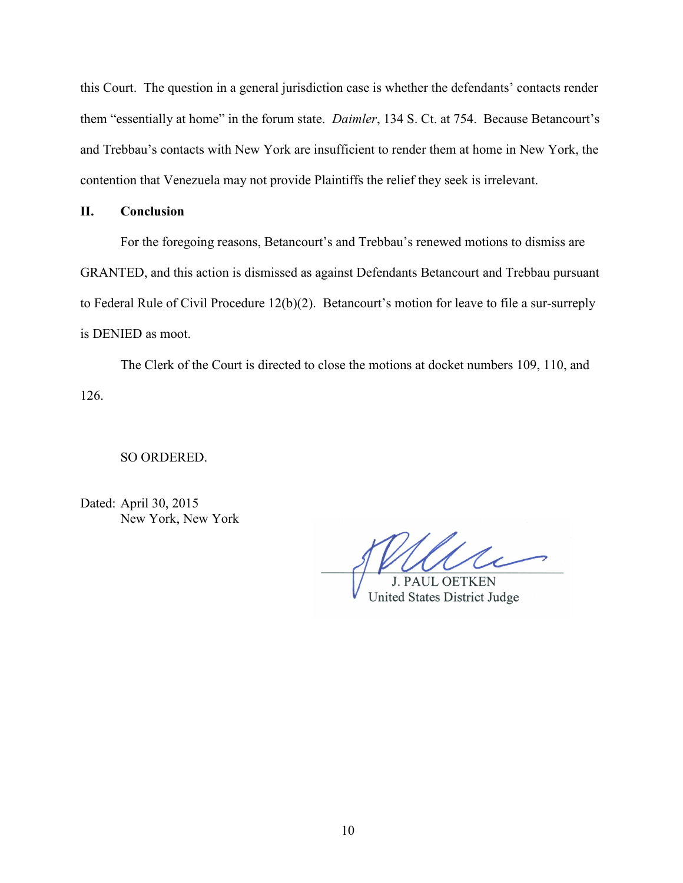this Court. The question in a general jurisdiction case is whether the defendants' contacts render them "essentially at home" in the forum state. *Daimler*, 134 S. Ct. at 754. Because Betancourt's and Trebbau's contacts with New York are insufficient to render them at home in New York, the contention that Venezuela may not provide Plaintiffs the relief they seek is irrelevant.

## II. Conclusion

For the foregoing reasons, Betancourt's and Trebbau's renewed motions to dismiss are GRANTED, and this action is dismissed as against Defendants Betancourt and Trebbau pursuant to Federal Rule of Civil Procedure 12(b)(2). Betancourt's motion for leave to file a sur-surreply is DENIED as moot.

The Clerk of the Court is directed to close the motions at docket numbers 109, 110, and 126.

SO ORDERED.

Dated: April 30, 2015
New York, New York

J. PAUL OETKEN
United States District Judge